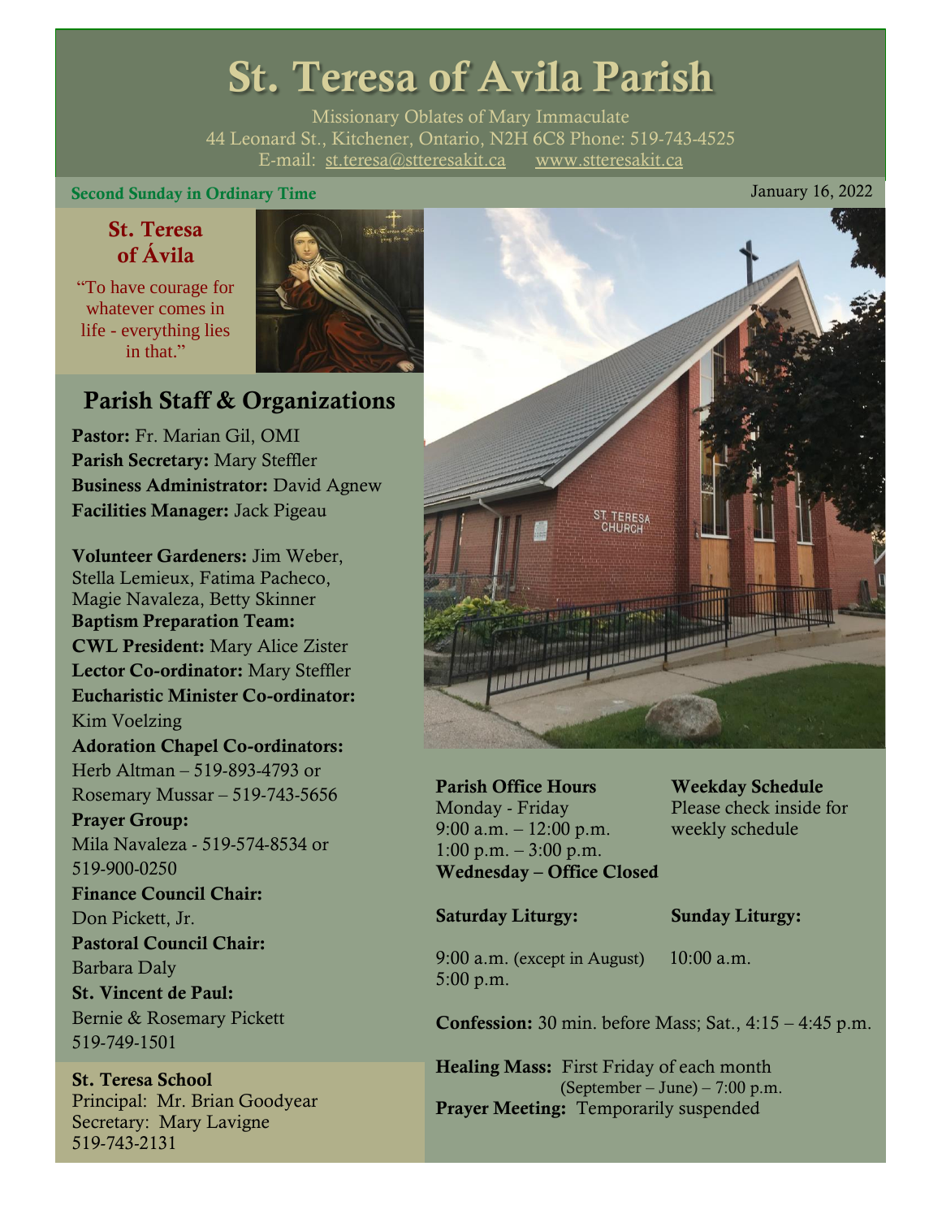# St. Teresa of Avila Parish

Missionary Oblates of Mary Immaculate
44 Leonard St., Kitchener, Ontario, N2H 6C8 Phone: 519-743-4525
E-mail: st.teresa@stteresakit.ca www.stteresakit.ca

**Second Sunday in Ordinary Time** January 16, 2022

**St. Teresa of Ávila**

"To have courage for whatever comes in life - everything lies in that."

## Parish Staff & Organizations

**Pastor:** Fr. Marian Gil, OMI
**Parish Secretary:** Mary Steffler
**Business Administrator:** David Agnew
**Facilities Manager:** Jack Pigeau

**Volunteer Gardeners:** Jim Weber, Stella Lemieux, Fatima Pacheco, Magie Navaleza, Betty Skinner
**Baptism Preparation Team:**
**CWL President:** Mary Alice Zister
**Lector Co-ordinator:** Mary Steffler
**Eucharistic Minister Co-ordinator:** Kim Voelzing
**Adoration Chapel Co-ordinators:** Herb Altman – 519-893-4793 or Rosemary Mussar – 519-743-5656
**Prayer Group:** Mila Navaleza - 519-574-8534 or 519-900-0250
**Finance Council Chair:** Don Pickett, Jr.
**Pastoral Council Chair:** Barbara Daly
**St. Vincent de Paul:** Bernie & Rosemary Pickett 519-749-1501

**St. Teresa School**
Principal: Mr. Brian Goodyear
Secretary: Mary Lavigne
519-743-2131

**Parish Office Hours**
Monday - Friday
9:00 a.m. – 12:00 p.m.
1:00 p.m. – 3:00 p.m.
**Wednesday – Office Closed**

**Weekday Schedule**
Please check inside for weekly schedule

**Saturday Liturgy:**
9:00 a.m. (except in August)
5:00 p.m.

**Sunday Liturgy:**
10:00 a.m.

**Confession:** 30 min. before Mass; Sat., 4:15 – 4:45 p.m.

**Healing Mass:** First Friday of each month (September – June) – 7:00 p.m.
**Prayer Meeting:** Temporarily suspended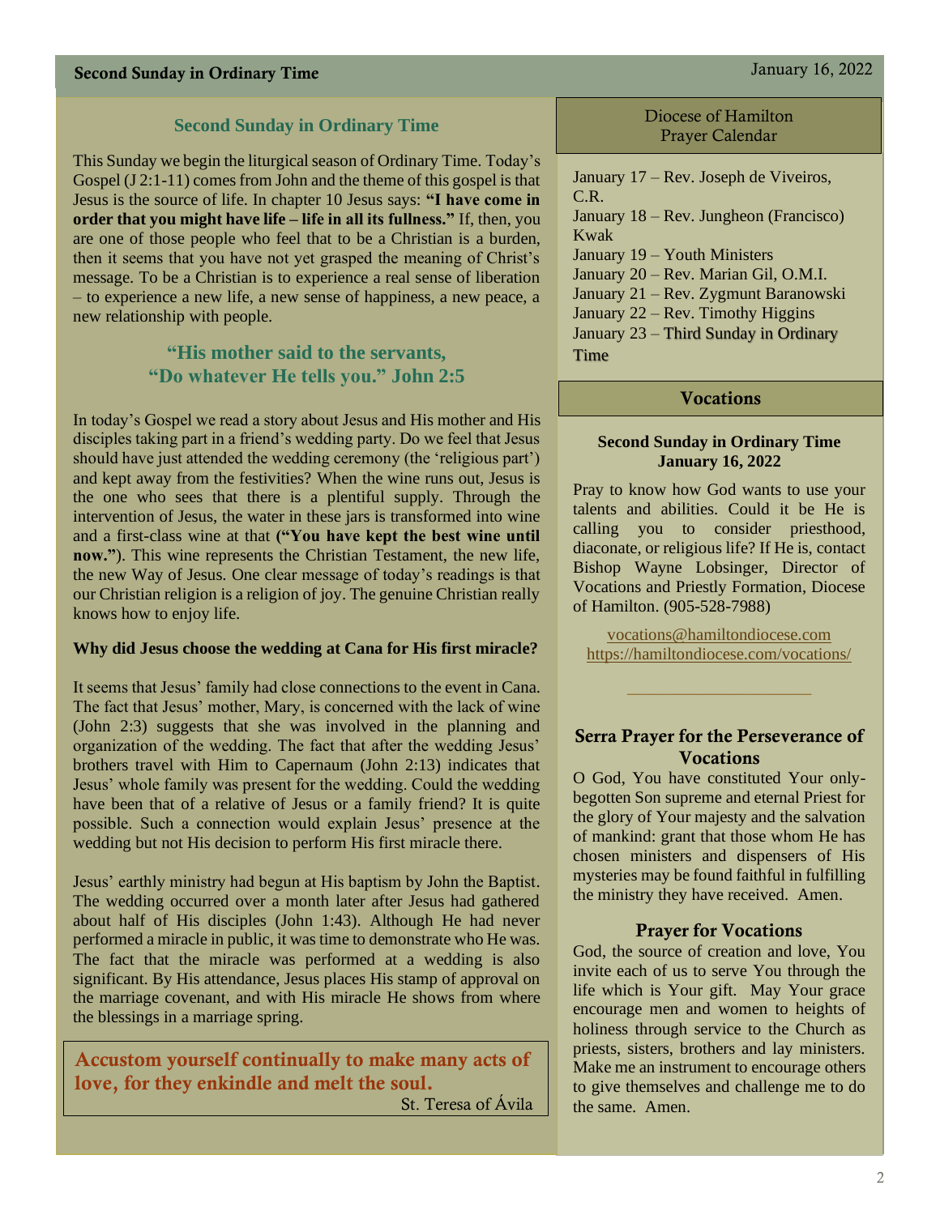## Second Sunday in Ordinary Time

This Sunday we begin the liturgical season of Ordinary Time. Today's Gospel (J 2:1-11) comes from John and the theme of this gospel is that Jesus is the source of life. In chapter 10 Jesus says: **"I have come in order that you might have life – life in all its fullness."** If, then, you are one of those people who feel that to be a Christian is a burden, then it seems that you have not yet grasped the meaning of Christ's message. To be a Christian is to experience a real sense of liberation – to experience a new life, a new sense of happiness, a new peace, a new relationship with people.

### "His mother said to the servants, "Do whatever He tells you." John 2:5

In today's Gospel we read a story about Jesus and His mother and His disciples taking part in a friend's wedding party. Do we feel that Jesus should have just attended the wedding ceremony (the 'religious part') and kept away from the festivities? When the wine runs out, Jesus is the one who sees that there is a plentiful supply. Through the intervention of Jesus, the water in these jars is transformed into wine and a first-class wine at that **("You have kept the best wine until now.")**. This wine represents the Christian Testament, the new life, the new Way of Jesus. One clear message of today's readings is that our Christian religion is a religion of joy. The genuine Christian really knows how to enjoy life.

**Why did Jesus choose the wedding at Cana for His first miracle?**

It seems that Jesus' family had close connections to the event in Cana. The fact that Jesus' mother, Mary, is concerned with the lack of wine (John 2:3) suggests that she was involved in the planning and organization of the wedding. The fact that after the wedding Jesus' brothers travel with Him to Capernaum (John 2:13) indicates that Jesus' whole family was present for the wedding. Could the wedding have been that of a relative of Jesus or a family friend? It is quite possible. Such a connection would explain Jesus' presence at the wedding but not His decision to perform His first miracle there.

Jesus' earthly ministry had begun at His baptism by John the Baptist. The wedding occurred over a month later after Jesus had gathered about half of His disciples (John 1:43). Although He had never performed a miracle in public, it was time to demonstrate who He was. The fact that the miracle was performed at a wedding is also significant. By His attendance, Jesus places His stamp of approval on the marriage covenant, and with His miracle He shows from where the blessings in a marriage spring.

**Accustom yourself continually to make many acts of love, for they enkindle and melt the soul.**

St. Teresa of Ávila

## Diocese of Hamilton Prayer Calendar

January 17 – Rev. Joseph de Viveiros, C.R.
January 18 – Rev. Jungheon (Francisco) Kwak
January 19 – Youth Ministers
January 20 – Rev. Marian Gil, O.M.I.
January 21 – Rev. Zygmunt Baranowski
January 22 – Rev. Timothy Higgins
January 23 – Third Sunday in Ordinary Time

## Vocations

**Second Sunday in Ordinary Time**
**January 16, 2022**

Pray to know how God wants to use your talents and abilities. Could it be He is calling you to consider priesthood, diaconate, or religious life? If He is, contact Bishop Wayne Lobsinger, Director of Vocations and Priestly Formation, Diocese of Hamilton. (905-528-7988)

vocations@hamiltondiocese.com
https://hamiltondiocese.com/vocations/

### Serra Prayer for the Perseverance of Vocations

O God, You have constituted Your only-begotten Son supreme and eternal Priest for the glory of Your majesty and the salvation of mankind: grant that those whom He has chosen ministers and dispensers of His mysteries may be found faithful in fulfilling the ministry they have received. Amen.

### Prayer for Vocations

God, the source of creation and love, You invite each of us to serve You through the life which is Your gift. May Your grace encourage men and women to heights of holiness through service to the Church as priests, sisters, brothers and lay ministers. Make me an instrument to encourage others to give themselves and challenge me to do the same. Amen.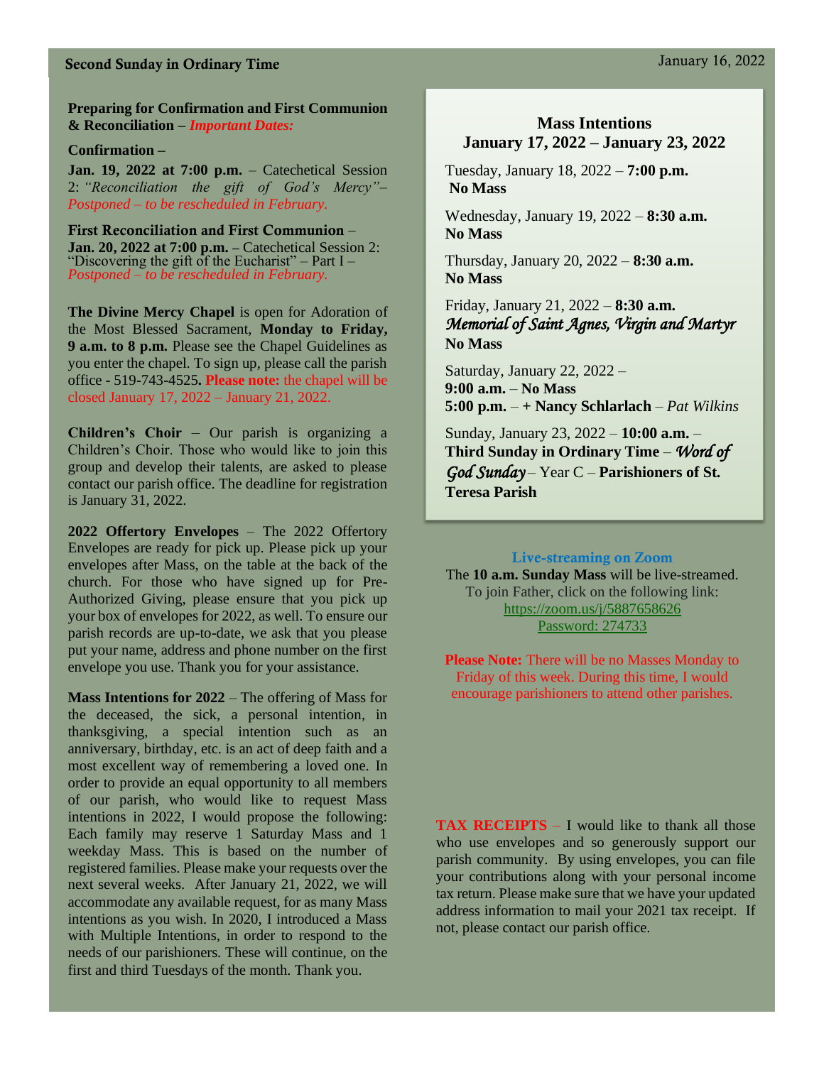**Preparing for Confirmation and First Communion & Reconciliation –** ***Important Dates:***

**Confirmation –**

**Jan. 19, 2022 at 7:00 p.m.** – Catechetical Session 2: *"Reconciliation the gift of God's Mercy"– Postponed – to be rescheduled in February.*

**First Reconciliation and First Communion** – **Jan. 20, 2022 at 7:00 p.m. –** Catechetical Session 2: "Discovering the gift of the Eucharist" – Part I – *Postponed – to be rescheduled in February.*

**The Divine Mercy Chapel** is open for Adoration of the Most Blessed Sacrament, **Monday to Friday, 9 a.m. to 8 p.m.** Please see the Chapel Guidelines as you enter the chapel. To sign up, please call the parish office - 519-743-4525**. Please note:** the chapel will be closed January 17, 2022 – January 21, 2022.

**Children's Choir** – Our parish is organizing a Children's Choir. Those who would like to join this group and develop their talents, are asked to please contact our parish office. The deadline for registration is January 31, 2022.

**2022 Offertory Envelopes** – The 2022 Offertory Envelopes are ready for pick up. Please pick up your envelopes after Mass, on the table at the back of the church. For those who have signed up for Pre-Authorized Giving, please ensure that you pick up your box of envelopes for 2022, as well. To ensure our parish records are up-to-date, we ask that you please put your name, address and phone number on the first envelope you use. Thank you for your assistance.

**Mass Intentions for 2022** – The offering of Mass for the deceased, the sick, a personal intention, in thanksgiving, a special intention such as an anniversary, birthday, etc. is an act of deep faith and a most excellent way of remembering a loved one. In order to provide an equal opportunity to all members of our parish, who would like to request Mass intentions in 2022, I would propose the following: Each family may reserve 1 Saturday Mass and 1 weekday Mass. This is based on the number of registered families. Please make your requests over the next several weeks. After January 21, 2022, we will accommodate any available request, for as many Mass intentions as you wish. In 2020, I introduced a Mass with Multiple Intentions, in order to respond to the needs of our parishioners. These will continue, on the first and third Tuesdays of the month. Thank you.

## Mass Intentions
## January 17, 2022 – January 23, 2022

Tuesday, January 18, 2022 – **7:00 p.m.**
**No Mass**

Wednesday, January 19, 2022 – **8:30 a.m.**
**No Mass**

Thursday, January 20, 2022 – **8:30 a.m.**
**No Mass**

Friday, January 21, 2022 – **8:30 a.m.**
*Memorial of Saint Agnes, Virgin and Martyr*
**No Mass**

Saturday, January 22, 2022 –
**9:00 a.m.** – **No Mass**
**5:00 p.m.** – **+ Nancy Schlarlach** – *Pat Wilkins*

Sunday, January 23, 2022 – **10:00 a.m.** – **Third Sunday in Ordinary Time** – *Word of God Sunday* – Year C – **Parishioners of St. Teresa Parish**

**Live-streaming on Zoom**

The **10 a.m. Sunday Mass** will be live-streamed. To join Father, click on the following link:
https://zoom.us/j/5887658626
Password: 274733

**Please Note:** There will be no Masses Monday to Friday of this week. During this time, I would encourage parishioners to attend other parishes.

**TAX RECEIPTS** – I would like to thank all those who use envelopes and so generously support our parish community. By using envelopes, you can file your contributions along with your personal income tax return. Please make sure that we have your updated address information to mail your 2021 tax receipt. If not, please contact our parish office.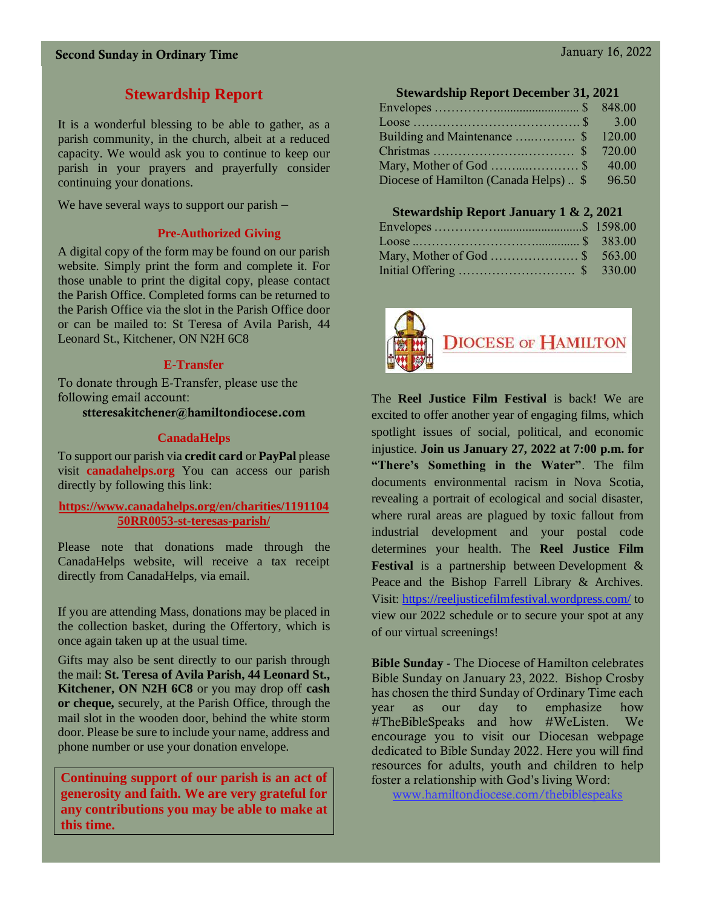**Second Sunday in Ordinary Time** January 16, 2022

## Stewardship Report

It is a wonderful blessing to be able to gather, as a parish community, in the church, albeit at a reduced capacity. We would ask you to continue to keep our parish in your prayers and prayerfully consider continuing your donations.

We have several ways to support our parish –

### Pre-Authorized Giving

A digital copy of the form may be found on our parish website. Simply print the form and complete it. For those unable to print the digital copy, please contact the Parish Office. Completed forms can be returned to the Parish Office via the slot in the Parish Office door or can be mailed to: St Teresa of Avila Parish, 44 Leonard St., Kitchener, ON N2H 6C8

### E-Transfer

To donate through E-Transfer, please use the following email account:

**stteresakitchener@hamiltondiocese.com**

### CanadaHelps

To support our parish via **credit card** or **PayPal** please visit **canadahelps.org** You can access our parish directly by following this link:

**https://www.canadahelps.org/en/charities/119110450RR0053-st-teresas-parish/**

Please note that donations made through the CanadaHelps website, will receive a tax receipt directly from CanadaHelps, via email.

If you are attending Mass, donations may be placed in the collection basket, during the Offertory, which is once again taken up at the usual time.

Gifts may also be sent directly to our parish through the mail: **St. Teresa of Avila Parish, 44 Leonard St., Kitchener, ON N2H 6C8** or you may drop off **cash or cheque,** securely, at the Parish Office, through the mail slot in the wooden door, behind the white storm door. Please be sure to include your name, address and phone number or use your donation envelope.

**Continuing support of our parish is an act of generosity and faith. We are very grateful for any contributions you may be able to make at this time.**

### Stewardship Report December 31, 2021

| | |
|---|---|
| Envelopes | $ 848.00 |
| Loose | $ 3.00 |
| Building and Maintenance | $ 120.00 |
| Christmas | $ 720.00 |
| Mary, Mother of God | $ 40.00 |
| Diocese of Hamilton (Canada Helps) | $ 96.50 |

### Stewardship Report January 1 & 2, 2021

| | |
|---|---|
| Envelopes | $ 1598.00 |
| Loose | $ 383.00 |
| Mary, Mother of God | $ 563.00 |
| Initial Offering | $ 330.00 |

DIOCESE OF HAMILTON

The **Reel Justice Film Festival** is back! We are excited to offer another year of engaging films, which spotlight issues of social, political, and economic injustice. **Join us January 27, 2022 at 7:00 p.m. for "There's Something in the Water"**. The film documents environmental racism in Nova Scotia, revealing a portrait of ecological and social disaster, where rural areas are plagued by toxic fallout from industrial development and your postal code determines your health. The **Reel Justice Film Festival** is a partnership between Development & Peace and the Bishop Farrell Library & Archives. Visit: https://reeljusticefilmfestival.wordpress.com/ to view our 2022 schedule or to secure your spot at any of our virtual screenings!

**Bible Sunday** - The Diocese of Hamilton celebrates Bible Sunday on January 23, 2022. Bishop Crosby has chosen the third Sunday of Ordinary Time each year as our day to emphasize how #TheBibleSpeaks and how #WeListen. We encourage you to visit our Diocesan webpage dedicated to Bible Sunday 2022. Here you will find resources for adults, youth and children to help foster a relationship with God's living Word:

www.hamiltondiocese.com/thebiblespeaks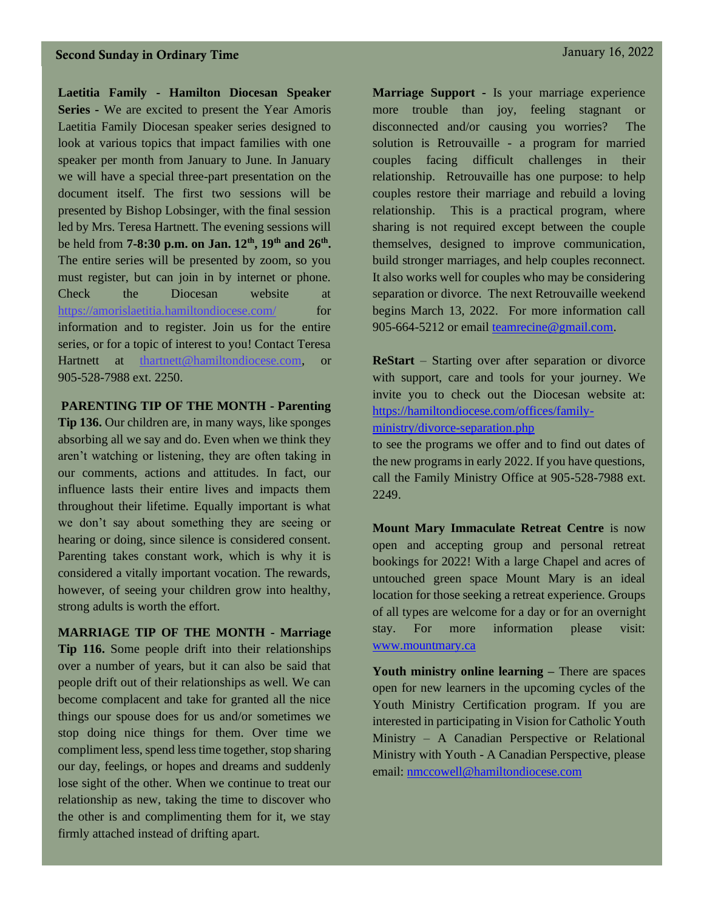**Laetitia Family - Hamilton Diocesan Speaker Series -** We are excited to present the Year Amoris Laetitia Family Diocesan speaker series designed to look at various topics that impact families with one speaker per month from January to June. In January we will have a special three-part presentation on the document itself. The first two sessions will be presented by Bishop Lobsinger, with the final session led by Mrs. Teresa Hartnett. The evening sessions will be held from **7-8:30 p.m. on Jan. 12th, 19th and 26th.** The entire series will be presented by zoom, so you must register, but can join in by internet or phone. Check the Diocesan website at https://amorislaetitia.hamiltondiocese.com/ for information and to register. Join us for the entire series, or for a topic of interest to you! Contact Teresa Hartnett at thartnett@hamiltondiocese.com, or 905-528-7988 ext. 2250.

**PARENTING TIP OF THE MONTH - Parenting Tip 136.** Our children are, in many ways, like sponges absorbing all we say and do. Even when we think they aren't watching or listening, they are often taking in our comments, actions and attitudes. In fact, our influence lasts their entire lives and impacts them throughout their lifetime. Equally important is what we don't say about something they are seeing or hearing or doing, since silence is considered consent. Parenting takes constant work, which is why it is considered a vitally important vocation. The rewards, however, of seeing your children grow into healthy, strong adults is worth the effort.

**MARRIAGE TIP OF THE MONTH - Marriage Tip 116.** Some people drift into their relationships over a number of years, but it can also be said that people drift out of their relationships as well. We can become complacent and take for granted all the nice things our spouse does for us and/or sometimes we stop doing nice things for them. Over time we compliment less, spend less time together, stop sharing our day, feelings, or hopes and dreams and suddenly lose sight of the other. When we continue to treat our relationship as new, taking the time to discover who the other is and complimenting them for it, we stay firmly attached instead of drifting apart.

**Marriage Support -** Is your marriage experience more trouble than joy, feeling stagnant or disconnected and/or causing you worries? The solution is Retrouvaille - a program for married couples facing difficult challenges in their relationship. Retrouvaille has one purpose: to help couples restore their marriage and rebuild a loving relationship. This is a practical program, where sharing is not required except between the couple themselves, designed to improve communication, build stronger marriages, and help couples reconnect. It also works well for couples who may be considering separation or divorce. The next Retrouvaille weekend begins March 13, 2022. For more information call 905-664-5212 or email teamrecine@gmail.com.

**ReStart** – Starting over after separation or divorce with support, care and tools for your journey. We invite you to check out the Diocesan website at: https://hamiltondiocese.com/offices/family-ministry/divorce-separation.php to see the programs we offer and to find out dates of the new programs in early 2022. If you have questions, call the Family Ministry Office at 905-528-7988 ext. 2249.

**Mount Mary Immaculate Retreat Centre** is now open and accepting group and personal retreat bookings for 2022! With a large Chapel and acres of untouched green space Mount Mary is an ideal location for those seeking a retreat experience. Groups of all types are welcome for a day or for an overnight stay. For more information please visit: www.mountmary.ca

**Youth ministry online learning –** There are spaces open for new learners in the upcoming cycles of the Youth Ministry Certification program. If you are interested in participating in Vision for Catholic Youth Ministry – A Canadian Perspective or Relational Ministry with Youth - A Canadian Perspective, please email: nmccowell@hamiltondiocese.com